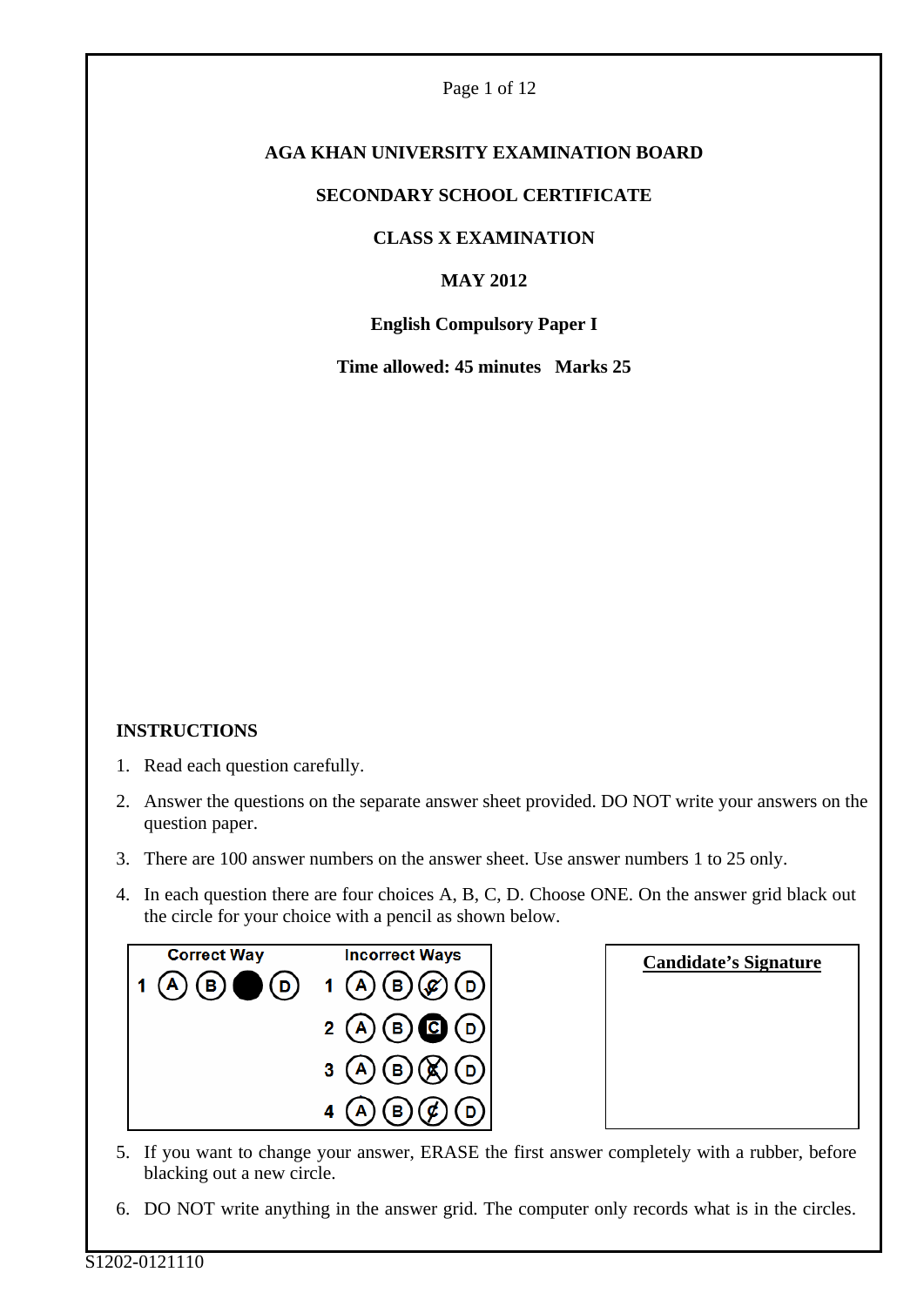# AGA KHAN UNIVERSITY EXAMINATION BOARD

## SECONDARY SCHOOL CERTIFICATE

## CLASS X EXAMINATION

## MAY 2012

### English Compulsory Paper I

**Time allowed: 45 minutes   Marks 25**

**INSTRUCTIONS**

1. Read each question carefully.
2. Answer the questions on the separate answer sheet provided. DO NOT write your answers on the question paper.
3. There are 100 answer numbers on the answer sheet. Use answer numbers 1 to 25 only.
4. In each question there are four choices A, B, C, D. Choose ONE. On the answer grid black out the circle for your choice with a pencil as shown below.

| Correct Way | Incorrect Ways |
|---|---|
| 1 Ⓐ Ⓑ ● Ⓓ | 1 Ⓐ Ⓑ Ⓒ(ticked) Ⓓ |
| | 2 Ⓐ Ⓑ Ⓒ(boxed) Ⓓ |
| | 3 Ⓐ Ⓑ Ⓒ(crossed) Ⓓ |
| | 4 Ⓐ Ⓑ Ⓒ(slashed) Ⓓ |

**Candidate's Signature**

5. If you want to change your answer, ERASE the first answer completely with a rubber, before blacking out a new circle.
6. DO NOT write anything in the answer grid. The computer only records what is in the circles.

S1202-0121110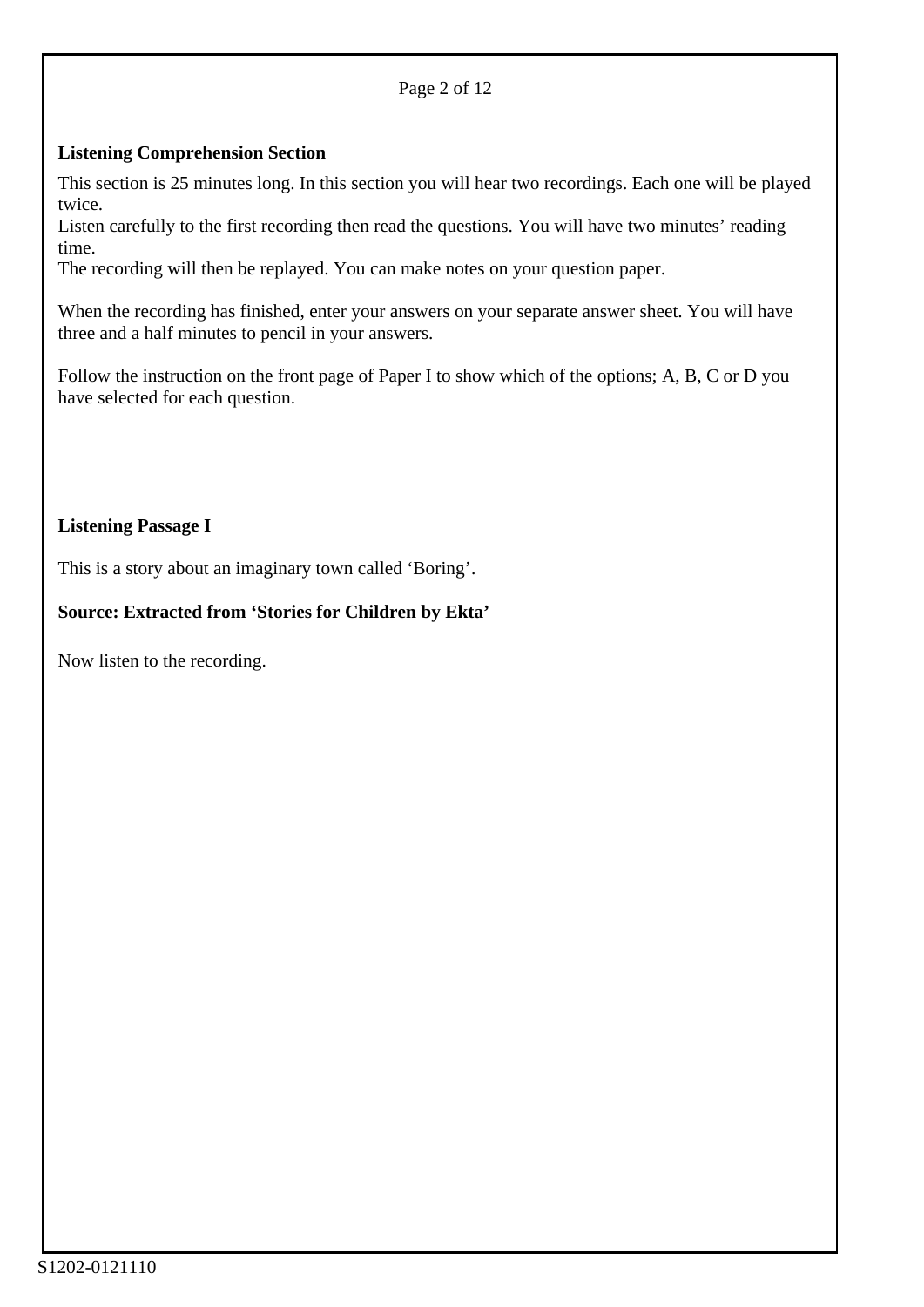**Listening Comprehension Section**

This section is 25 minutes long. In this section you will hear two recordings. Each one will be played twice.
Listen carefully to the first recording then read the questions. You will have two minutes' reading time.
The recording will then be replayed. You can make notes on your question paper.

When the recording has finished, enter your answers on your separate answer sheet. You will have three and a half minutes to pencil in your answers.

Follow the instruction on the front page of Paper I to show which of the options; A, B, C or D you have selected for each question.

**Listening Passage I**

This is a story about an imaginary town called 'Boring'.

**Source: Extracted from 'Stories for Children by Ekta'**

Now listen to the recording.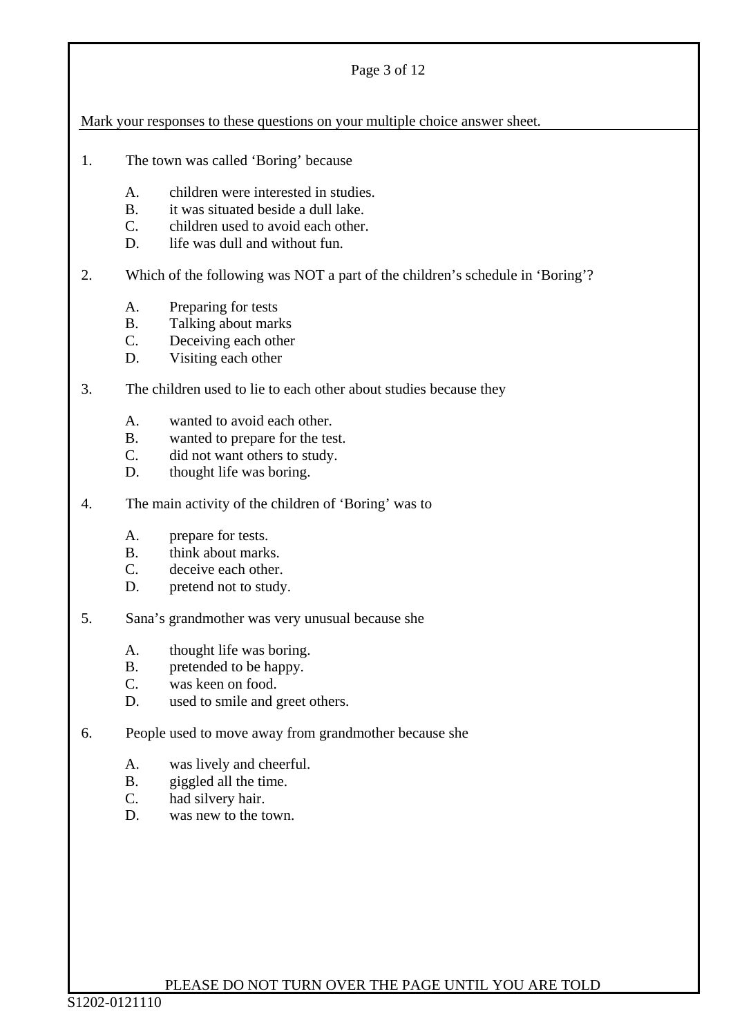Mark your responses to these questions on your multiple choice answer sheet.

1. The town was called 'Boring' because

   A. children were interested in studies.
   B. it was situated beside a dull lake.
   C. children used to avoid each other.
   D. life was dull and without fun.

2. Which of the following was NOT a part of the children's schedule in 'Boring'?

   A. Preparing for tests
   B. Talking about marks
   C. Deceiving each other
   D. Visiting each other

3. The children used to lie to each other about studies because they

   A. wanted to avoid each other.
   B. wanted to prepare for the test.
   C. did not want others to study.
   D. thought life was boring.

4. The main activity of the children of 'Boring' was to

   A. prepare for tests.
   B. think about marks.
   C. deceive each other.
   D. pretend not to study.

5. Sana's grandmother was very unusual because she

   A. thought life was boring.
   B. pretended to be happy.
   C. was keen on food.
   D. used to smile and greet others.

6. People used to move away from grandmother because she

   A. was lively and cheerful.
   B. giggled all the time.
   C. had silvery hair.
   D. was new to the town.

PLEASE DO NOT TURN OVER THE PAGE UNTIL YOU ARE TOLD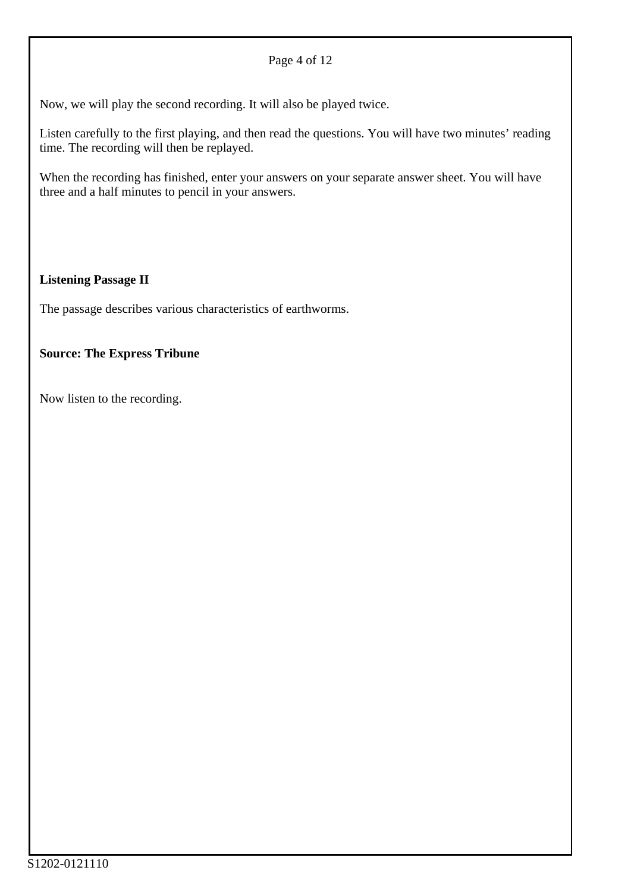Now, we will play the second recording. It will also be played twice.

Listen carefully to the first playing, and then read the questions. You will have two minutes' reading time. The recording will then be replayed.

When the recording has finished, enter your answers on your separate answer sheet. You will have three and a half minutes to pencil in your answers.

**Listening Passage II**

The passage describes various characteristics of earthworms.

**Source: The Express Tribune**

Now listen to the recording.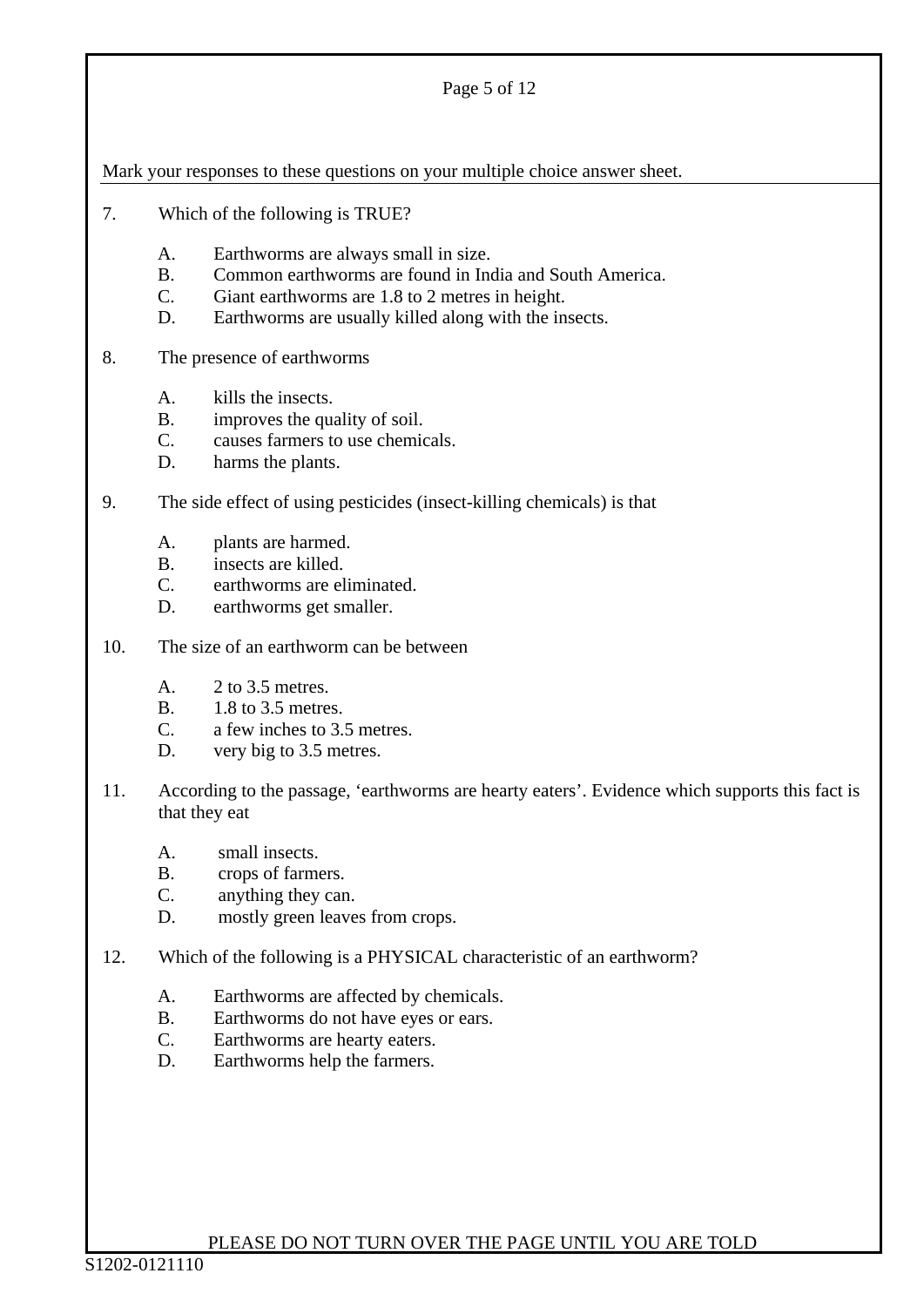Mark your responses to these questions on your multiple choice answer sheet.

7. Which of the following is TRUE?

   A. Earthworms are always small in size.
   B. Common earthworms are found in India and South America.
   C. Giant earthworms are 1.8 to 2 metres in height.
   D. Earthworms are usually killed along with the insects.

8. The presence of earthworms

   A. kills the insects.
   B. improves the quality of soil.
   C. causes farmers to use chemicals.
   D. harms the plants.

9. The side effect of using pesticides (insect-killing chemicals) is that

   A. plants are harmed.
   B. insects are killed.
   C. earthworms are eliminated.
   D. earthworms get smaller.

10. The size of an earthworm can be between

   A. 2 to 3.5 metres.
   B. 1.8 to 3.5 metres.
   C. a few inches to 3.5 metres.
   D. very big to 3.5 metres.

11. According to the passage, 'earthworms are hearty eaters'. Evidence which supports this fact is that they eat

   A. small insects.
   B. crops of farmers.
   C. anything they can.
   D. mostly green leaves from crops.

12. Which of the following is a PHYSICAL characteristic of an earthworm?

   A. Earthworms are affected by chemicals.
   B. Earthworms do not have eyes or ears.
   C. Earthworms are hearty eaters.
   D. Earthworms help the farmers.

PLEASE DO NOT TURN OVER THE PAGE UNTIL YOU ARE TOLD

S1202-0121110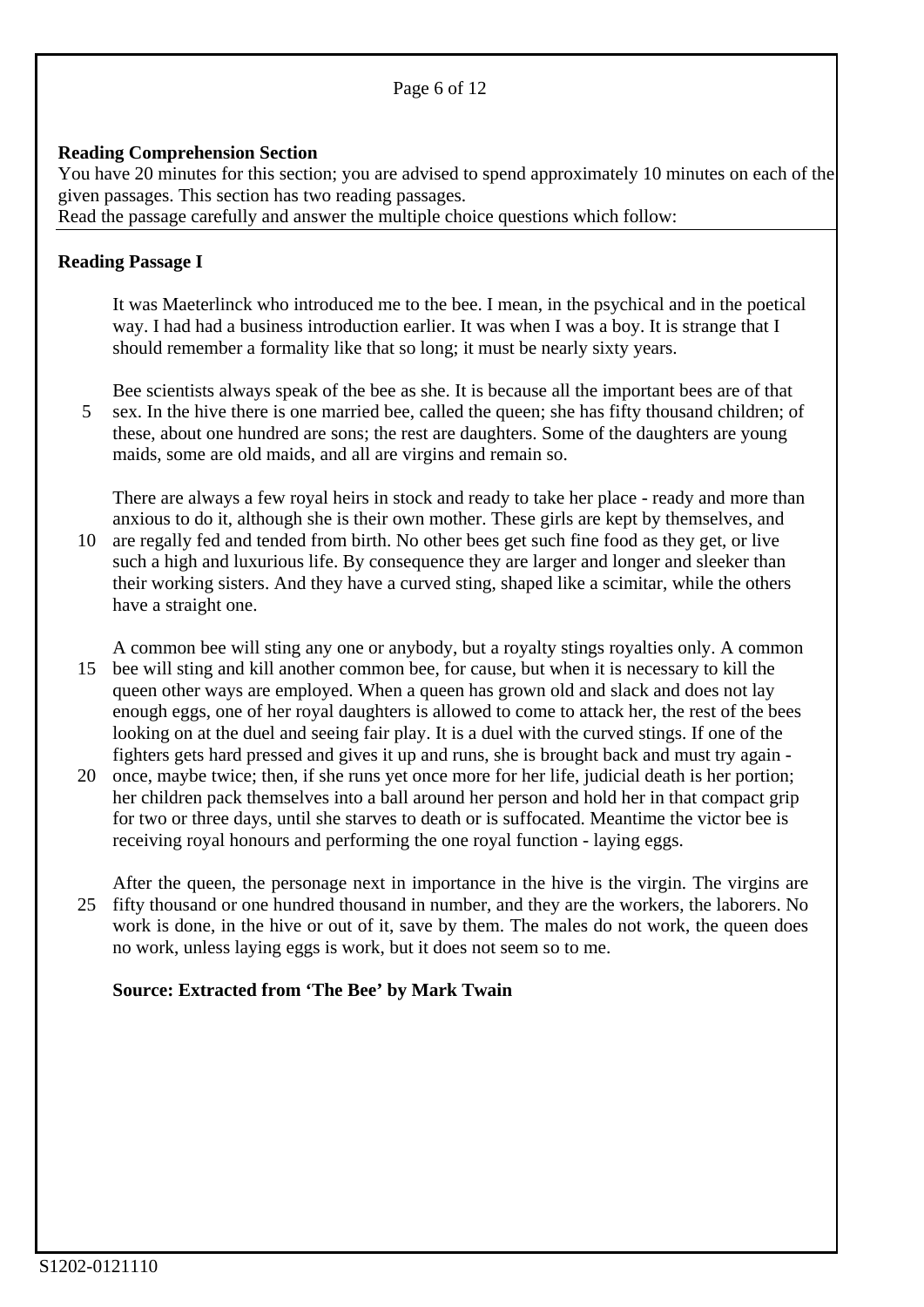**Reading Comprehension Section**

You have 20 minutes for this section; you are advised to spend approximately 10 minutes on each of the given passages. This section has two reading passages.

Read the passage carefully and answer the multiple choice questions which follow:

**Reading Passage I**

It was Maeterlinck who introduced me to the bee. I mean, in the psychical and in the poetical way. I had had a business introduction earlier. It was when I was a boy. It is strange that I should remember a formality like that so long; it must be nearly sixty years.

Bee scientists always speak of the bee as she. It is because all the important bees are of that sex. In the hive there is one married bee, called the queen; she has fifty thousand children; of these, about one hundred are sons; the rest are daughters. Some of the daughters are young maids, some are old maids, and all are virgins and remain so.

There are always a few royal heirs in stock and ready to take her place - ready and more than anxious to do it, although she is their own mother. These girls are kept by themselves, and are regally fed and tended from birth. No other bees get such fine food as they get, or live such a high and luxurious life. By consequence they are larger and longer and sleeker than their working sisters. And they have a curved sting, shaped like a scimitar, while the others have a straight one.

A common bee will sting any one or anybody, but a royalty stings royalties only. A common bee will sting and kill another common bee, for cause, but when it is necessary to kill the queen other ways are employed. When a queen has grown old and slack and does not lay enough eggs, one of her royal daughters is allowed to come to attack her, the rest of the bees looking on at the duel and seeing fair play. It is a duel with the curved stings. If one of the fighters gets hard pressed and gives it up and runs, she is brought back and must try again - once, maybe twice; then, if she runs yet once more for her life, judicial death is her portion; her children pack themselves into a ball around her person and hold her in that compact grip for two or three days, until she starves to death or is suffocated. Meantime the victor bee is receiving royal honours and performing the one royal function - laying eggs.

After the queen, the personage next in importance in the hive is the virgin. The virgins are fifty thousand or one hundred thousand in number, and they are the workers, the laborers. No work is done, in the hive or out of it, save by them. The males do not work, the queen does no work, unless laying eggs is work, but it does not seem so to me.

**Source: Extracted from 'The Bee' by Mark Twain**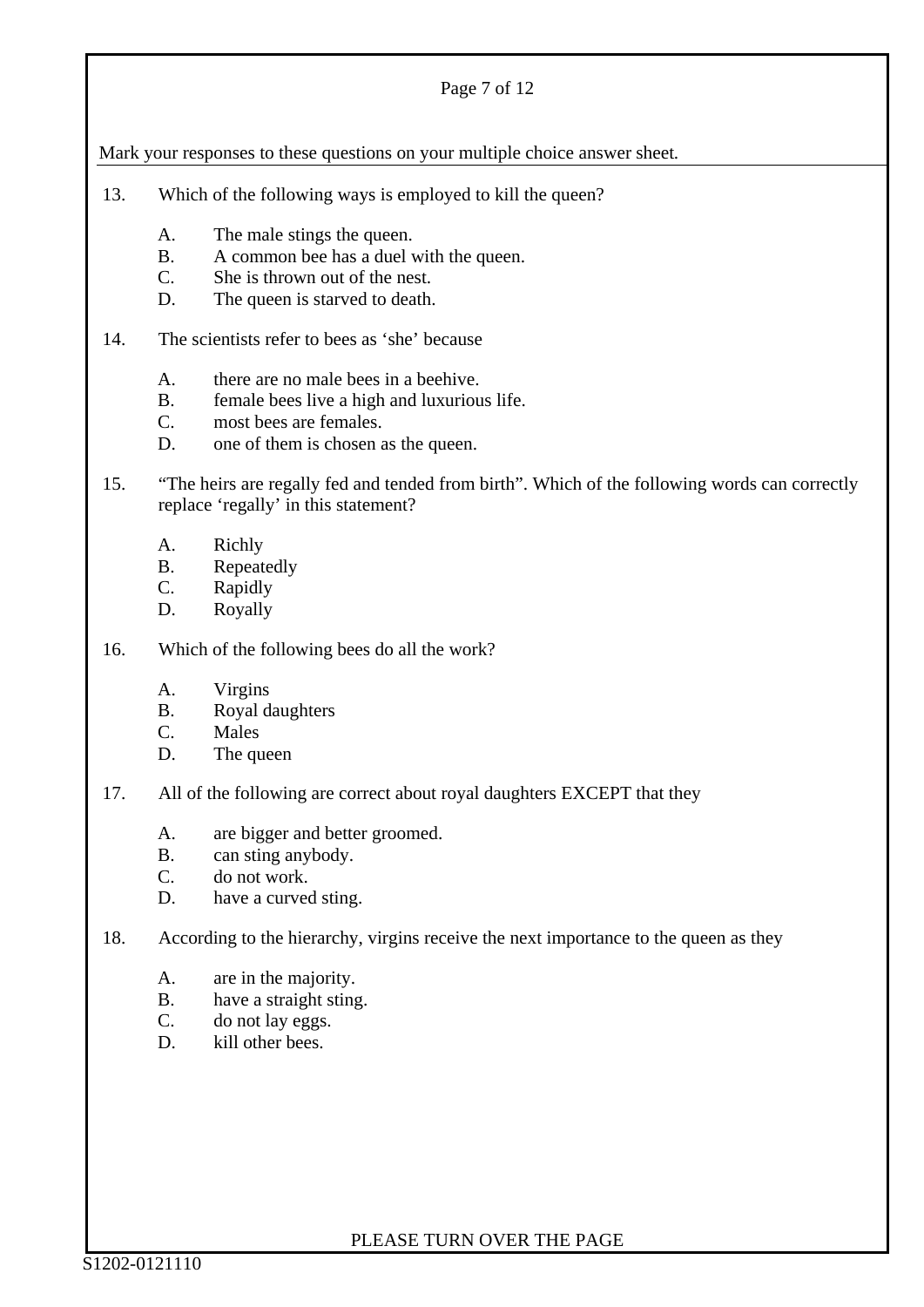Mark your responses to these questions on your multiple choice answer sheet.

13. Which of the following ways is employed to kill the queen?

    A. The male stings the queen.
    B. A common bee has a duel with the queen.
    C. She is thrown out of the nest.
    D. The queen is starved to death.

14. The scientists refer to bees as 'she' because

    A. there are no male bees in a beehive.
    B. female bees live a high and luxurious life.
    C. most bees are females.
    D. one of them is chosen as the queen.

15. "The heirs are regally fed and tended from birth". Which of the following words can correctly replace 'regally' in this statement?

    A. Richly
    B. Repeatedly
    C. Rapidly
    D. Royally

16. Which of the following bees do all the work?

    A. Virgins
    B. Royal daughters
    C. Males
    D. The queen

17. All of the following are correct about royal daughters EXCEPT that they

    A. are bigger and better groomed.
    B. can sting anybody.
    C. do not work.
    D. have a curved sting.

18. According to the hierarchy, virgins receive the next importance to the queen as they

    A. are in the majority.
    B. have a straight sting.
    C. do not lay eggs.
    D. kill other bees.

PLEASE TURN OVER THE PAGE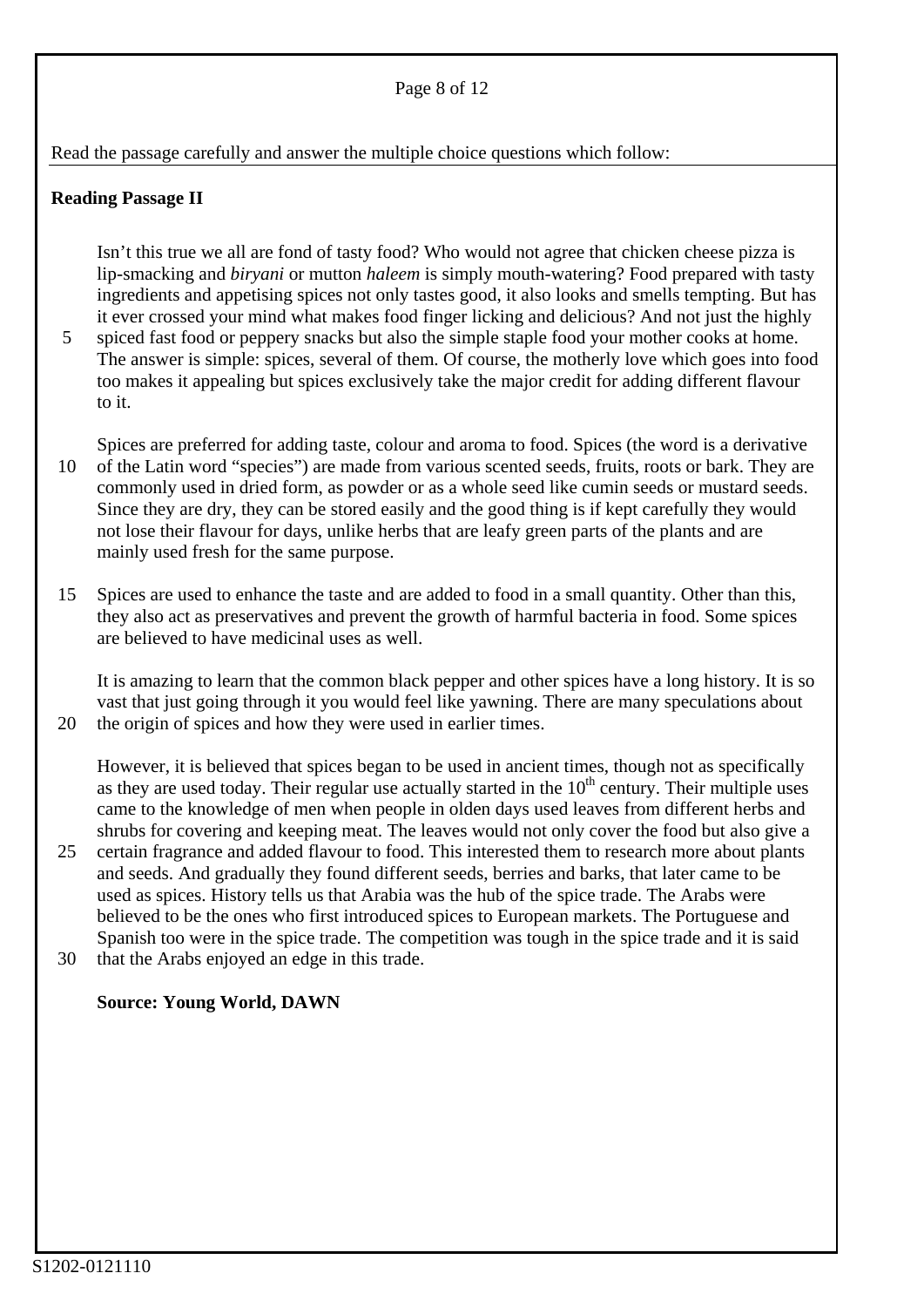Read the passage carefully and answer the multiple choice questions which follow:

**Reading Passage II**

Isn't this true we all are fond of tasty food? Who would not agree that chicken cheese pizza is lip-smacking and *biryani* or mutton *haleem* is simply mouth-watering? Food prepared with tasty ingredients and appetising spices not only tastes good, it also looks and smells tempting. But has it ever crossed your mind what makes food finger licking and delicious? And not just the highly spiced fast food or peppery snacks but also the simple staple food your mother cooks at home. The answer is simple: spices, several of them. Of course, the motherly love which goes into food too makes it appealing but spices exclusively take the major credit for adding different flavour to it.

Spices are preferred for adding taste, colour and aroma to food. Spices (the word is a derivative of the Latin word "species") are made from various scented seeds, fruits, roots or bark. They are commonly used in dried form, as powder or as a whole seed like cumin seeds or mustard seeds. Since they are dry, they can be stored easily and the good thing is if kept carefully they would not lose their flavour for days, unlike herbs that are leafy green parts of the plants and are mainly used fresh for the same purpose.

Spices are used to enhance the taste and are added to food in a small quantity. Other than this, they also act as preservatives and prevent the growth of harmful bacteria in food. Some spices are believed to have medicinal uses as well.

It is amazing to learn that the common black pepper and other spices have a long history. It is so vast that just going through it you would feel like yawning. There are many speculations about the origin of spices and how they were used in earlier times.

However, it is believed that spices began to be used in ancient times, though not as specifically as they are used today. Their regular use actually started in the 10th century. Their multiple uses came to the knowledge of men when people in olden days used leaves from different herbs and shrubs for covering and keeping meat. The leaves would not only cover the food but also give a certain fragrance and added flavour to food. This interested them to research more about plants and seeds. And gradually they found different seeds, berries and barks, that later came to be used as spices. History tells us that Arabia was the hub of the spice trade. The Arabs were believed to be the ones who first introduced spices to European markets. The Portuguese and Spanish too were in the spice trade. The competition was tough in the spice trade and it is said that the Arabs enjoyed an edge in this trade.

**Source: Young World, DAWN**

S1202-0121110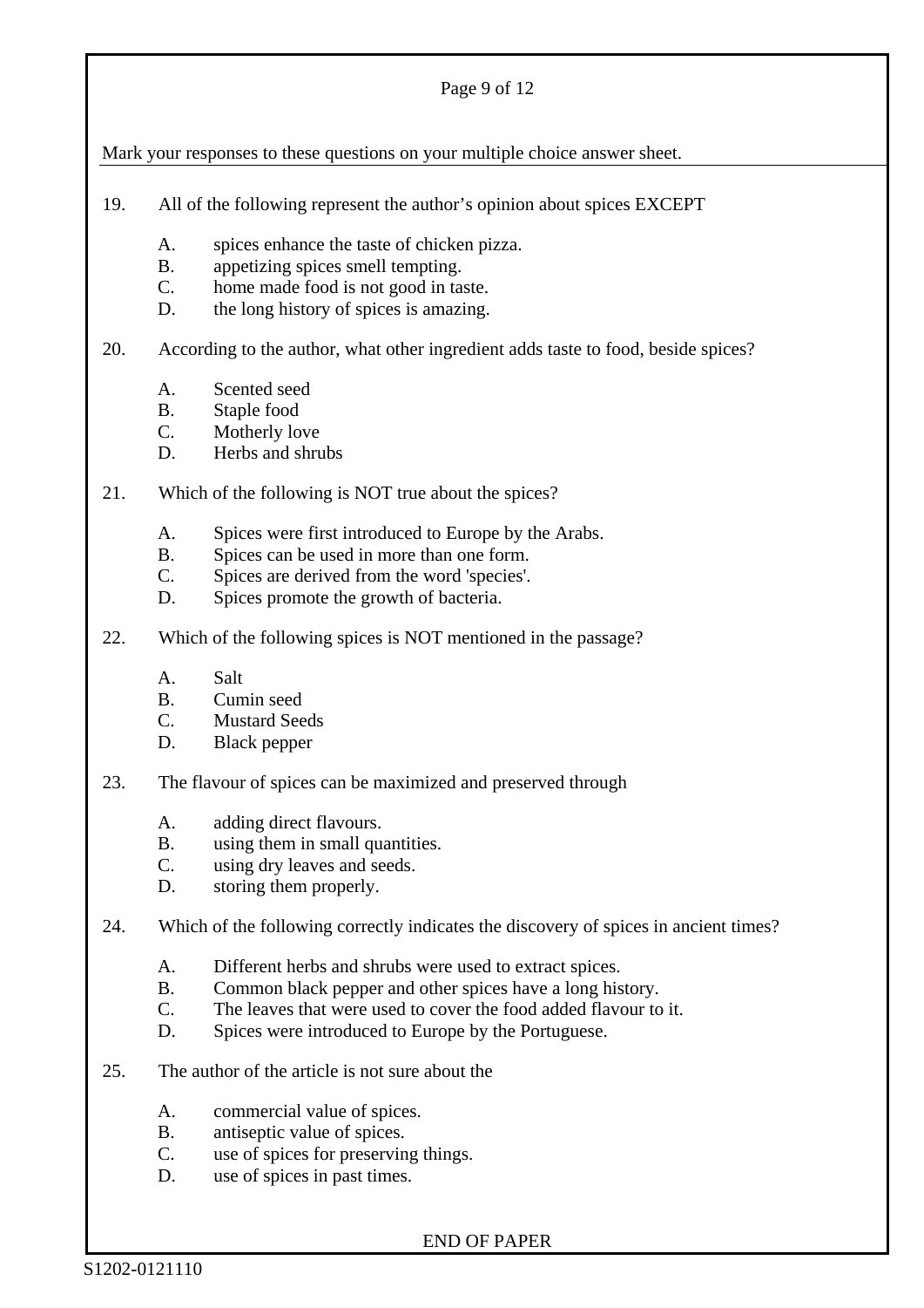Mark your responses to these questions on your multiple choice answer sheet.

19. All of the following represent the author's opinion about spices EXCEPT

    A. spices enhance the taste of chicken pizza.
    B. appetizing spices smell tempting.
    C. home made food is not good in taste.
    D. the long history of spices is amazing.

20. According to the author, what other ingredient adds taste to food, beside spices?

    A. Scented seed
    B. Staple food
    C. Motherly love
    D. Herbs and shrubs

21. Which of the following is NOT true about the spices?

    A. Spices were first introduced to Europe by the Arabs.
    B. Spices can be used in more than one form.
    C. Spices are derived from the word 'species'.
    D. Spices promote the growth of bacteria.

22. Which of the following spices is NOT mentioned in the passage?

    A. Salt
    B. Cumin seed
    C. Mustard Seeds
    D. Black pepper

23. The flavour of spices can be maximized and preserved through

    A. adding direct flavours.
    B. using them in small quantities.
    C. using dry leaves and seeds.
    D. storing them properly.

24. Which of the following correctly indicates the discovery of spices in ancient times?

    A. Different herbs and shrubs were used to extract spices.
    B. Common black pepper and other spices have a long history.
    C. The leaves that were used to cover the food added flavour to it.
    D. Spices were introduced to Europe by the Portuguese.

25. The author of the article is not sure about the

    A. commercial value of spices.
    B. antiseptic value of spices.
    C. use of spices for preserving things.
    D. use of spices in past times.

END OF PAPER

S1202-0121110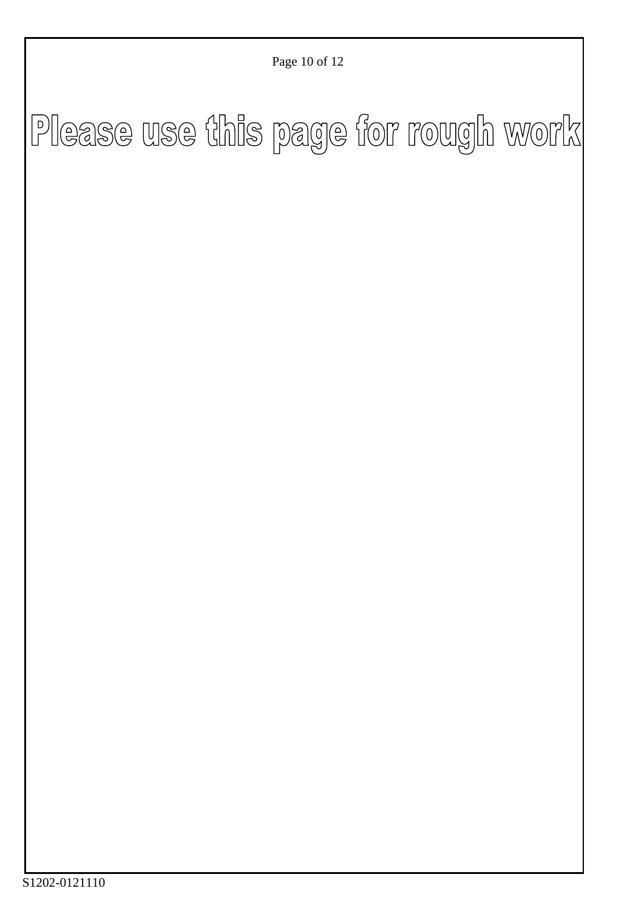# Please use this page for rough work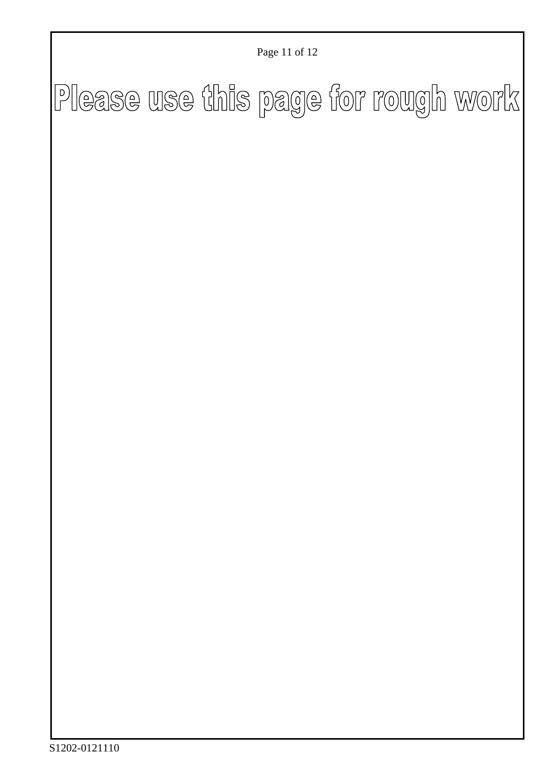# Please use this page for rough work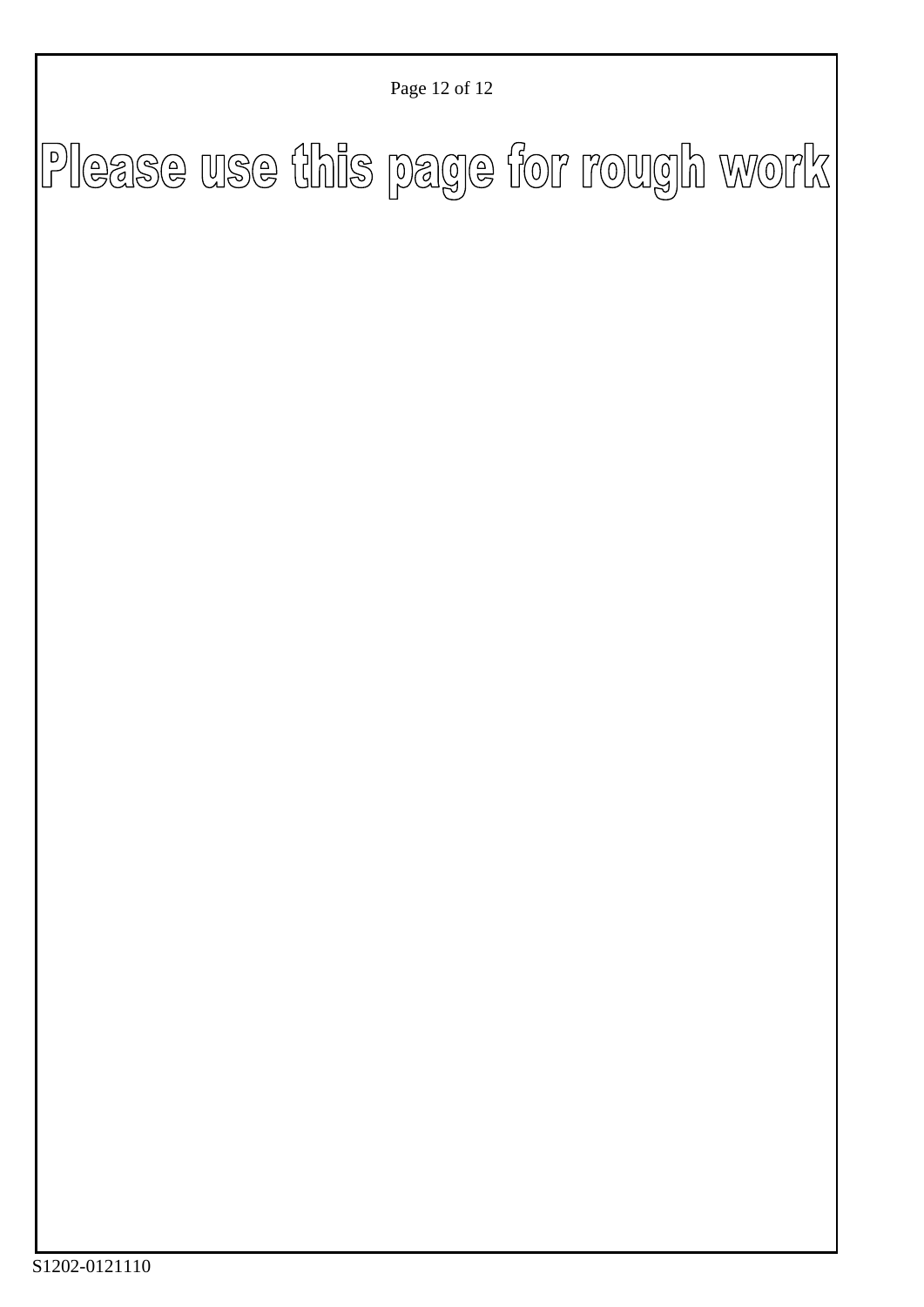# Please use this page for rough work